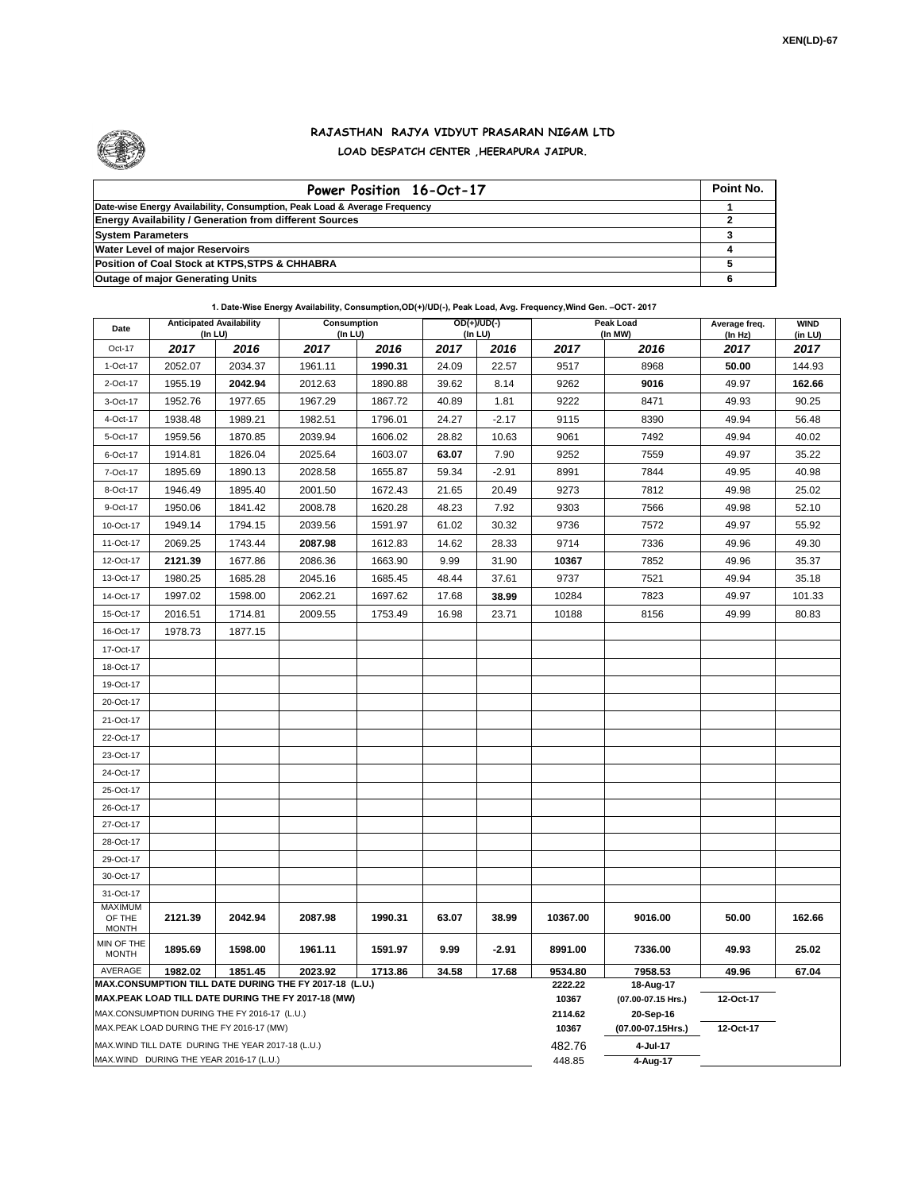XEN(LD)-67

# RAJASTHAN RAJYA VIDYUT PRASARAN NIGAM LTD
## LOAD DESPATCH CENTER ,HEERAPURA JAIPUR.

| Power Position 16-Oct-17 | Point No. |
|---|---|
| Date-wise Energy Availability, Consumption, Peak Load & Average Frequency | 1 |
| Energy Availability / Generation from different Sources | 2 |
| System Parameters | 3 |
| Water Level of major Reservoirs | 4 |
| Position of Coal Stock at KTPS,STPS & CHHABRA | 5 |
| Outage of major Generating Units | 6 |

**1. Date-Wise Energy Availability, Consumption,OD(+)/UD(-), Peak Load, Avg. Frequency,Wind Gen. –OCT- 2017**

| Date | Anticipated Availability (In LU) | | Consumption (In LU) | | OD(+)/UD(-) (In LU) | | Peak Load (In MW) | | Average freq. (In Hz) | WIND (in LU) |
|---|---|---|---|---|---|---|---|---|---|---|
| Oct-17 | 2017 | 2016 | 2017 | 2016 | 2017 | 2016 | 2017 | 2016 | 2017 | 2017 |
| 1-Oct-17 | 2052.07 | 2034.37 | 1961.11 | 1990.31 | 24.09 | 22.57 | 9517 | 8968 | 50.00 | 144.93 |
| 2-Oct-17 | 1955.19 | 2042.94 | 2012.63 | 1890.88 | 39.62 | 8.14 | 9262 | 9016 | 49.97 | 162.66 |
| 3-Oct-17 | 1952.76 | 1977.65 | 1967.29 | 1867.72 | 40.89 | 1.81 | 9222 | 8471 | 49.93 | 90.25 |
| 4-Oct-17 | 1938.48 | 1989.21 | 1982.51 | 1796.01 | 24.27 | -2.17 | 9115 | 8390 | 49.94 | 56.48 |
| 5-Oct-17 | 1959.56 | 1870.85 | 2039.94 | 1606.02 | 28.82 | 10.63 | 9061 | 7492 | 49.94 | 40.02 |
| 6-Oct-17 | 1914.81 | 1826.04 | 2025.64 | 1603.07 | 63.07 | 7.90 | 9252 | 7559 | 49.97 | 35.22 |
| 7-Oct-17 | 1895.69 | 1890.13 | 2028.58 | 1655.87 | 59.34 | -2.91 | 8991 | 7844 | 49.95 | 40.98 |
| 8-Oct-17 | 1946.49 | 1895.40 | 2001.50 | 1672.43 | 21.65 | 20.49 | 9273 | 7812 | 49.98 | 25.02 |
| 9-Oct-17 | 1950.06 | 1841.42 | 2008.78 | 1620.28 | 48.23 | 7.92 | 9303 | 7566 | 49.98 | 52.10 |
| 10-Oct-17 | 1949.14 | 1794.15 | 2039.56 | 1591.97 | 61.02 | 30.32 | 9736 | 7572 | 49.97 | 55.92 |
| 11-Oct-17 | 2069.25 | 1743.44 | 2087.98 | 1612.83 | 14.62 | 28.33 | 9714 | 7336 | 49.96 | 49.30 |
| 12-Oct-17 | 2121.39 | 1677.86 | 2086.36 | 1663.90 | 9.99 | 31.90 | 10367 | 7852 | 49.96 | 35.37 |
| 13-Oct-17 | 1980.25 | 1685.28 | 2045.16 | 1685.45 | 48.44 | 37.61 | 9737 | 7521 | 49.94 | 35.18 |
| 14-Oct-17 | 1997.02 | 1598.00 | 2062.21 | 1697.62 | 17.68 | 38.99 | 10284 | 7823 | 49.97 | 101.33 |
| 15-Oct-17 | 2016.51 | 1714.81 | 2009.55 | 1753.49 | 16.98 | 23.71 | 10188 | 8156 | 49.99 | 80.83 |
| 16-Oct-17 | 1978.73 | 1877.15 | | | | | | | | |
| 17-Oct-17 | | | | | | | | | | |
| 18-Oct-17 | | | | | | | | | | |
| 19-Oct-17 | | | | | | | | | | |
| 20-Oct-17 | | | | | | | | | | |
| 21-Oct-17 | | | | | | | | | | |
| 22-Oct-17 | | | | | | | | | | |
| 23-Oct-17 | | | | | | | | | | |
| 24-Oct-17 | | | | | | | | | | |
| 25-Oct-17 | | | | | | | | | | |
| 26-Oct-17 | | | | | | | | | | |
| 27-Oct-17 | | | | | | | | | | |
| 28-Oct-17 | | | | | | | | | | |
| 29-Oct-17 | | | | | | | | | | |
| 30-Oct-17 | | | | | | | | | | |
| 31-Oct-17 | | | | | | | | | | |
| MAXIMUM OF THE MONTH | 2121.39 | 2042.94 | 2087.98 | 1990.31 | 63.07 | 38.99 | 10367.00 | 9016.00 | 50.00 | 162.66 |
| MIN OF THE MONTH | 1895.69 | 1598.00 | 1961.11 | 1591.97 | 9.99 | -2.91 | 8991.00 | 7336.00 | 49.93 | 25.02 |
| AVERAGE | 1982.02 | 1851.45 | 2023.92 | 1713.86 | 34.58 | 17.68 | 9534.80 | 7958.53 | 49.96 | 67.04 |
| MAX.CONSUMPTION TILL DATE DURING THE FY 2017-18 (L.U.) | | | | | | | 2222.22 | 18-Aug-17 | | |
| MAX.PEAK LOAD TILL DATE DURING THE FY 2017-18 (MW) | | | | | | | 10367 | (07.00-07.15 Hrs.) | 12-Oct-17 | |
| MAX.CONSUMPTION DURING THE FY 2016-17 (L.U.) | | | | | | | 2114.62 | 20-Sep-16 | | |
| MAX.PEAK LOAD DURING THE FY 2016-17 (MW) | | | | | | | 10367 | (07.00-07.15Hrs.) | 12-Oct-17 | |
| MAX.WIND TILL DATE DURING THE YEAR 2017-18 (L.U.) | | | | | | | 482.76 | 4-Jul-17 | | |
| MAX.WIND DURING THE YEAR 2016-17 (L.U.) | | | | | | | 448.85 | 4-Aug-17 | | |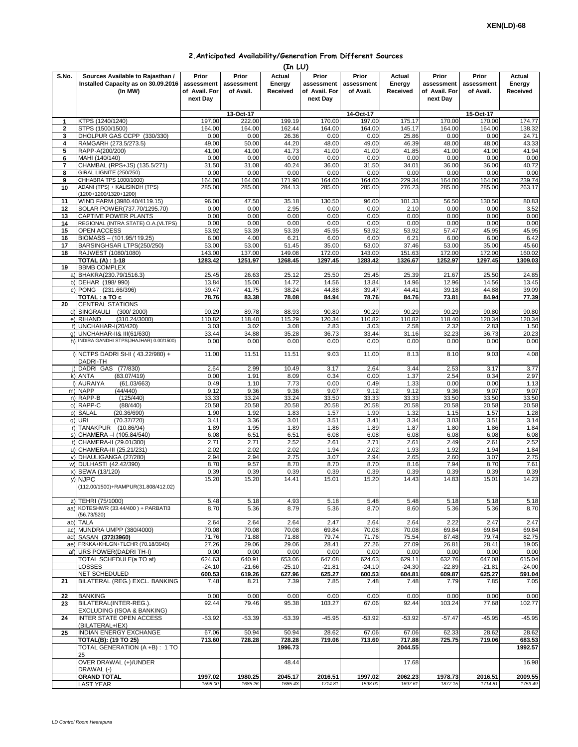XEN(LD)-68

## 2.Anticipated Availability/Generation From Different Sources

(In LU)

| S.No. | Sources Available to Rajasthan / Installed Capacity as on 30.09.2016 (In MW) | Prior assessment of Avail. For next Day | Prior assessment of Avail. | Actual Energy Received | Prior assessment of Avail. For next Day | Prior assessment of Avail. | Actual Energy Received | Prior assessment of Avail. For next Day | Prior assessment of Avail. | Actual Energy Received |
|---|---|---|---|---|---|---|---|---|---|---|
| | | 13-Oct-17 | | | 14-Oct-17 | | | 15-Oct-17 | | |
| 1 | KTPS (1240/1240) | 197.00 | 222.00 | 199.19 | 170.00 | 197.00 | 175.17 | 170.00 | 170.00 | 174.77 |
| 2 | STPS (1500/1500) | 164.00 | 164.00 | 162.44 | 164.00 | 164.00 | 145.17 | 164.00 | 164.00 | 138.32 |
| 3 | DHOLPUR GAS CCPP (330/330) | 0.00 | 0.00 | 26.36 | 0.00 | 0.00 | 25.86 | 0.00 | 0.00 | 24.71 |
| 4 | RAMGARH (273.5/273.5) | 49.00 | 50.00 | 44.20 | 48.00 | 49.00 | 46.39 | 48.00 | 48.00 | 43.33 |
| 5 | RAPP-A(200/200) | 41.00 | 41.00 | 41.73 | 41.00 | 41.00 | 41.85 | 41.00 | 41.00 | 41.94 |
| 6 | MAHI (140/140) | 0.00 | 0.00 | 0.00 | 0.00 | 0.00 | 0.00 | 0.00 | 0.00 | 0.00 |
| 7 | CHAMBAL (RPS+JS) (135.5/271) | 31.50 | 31.08 | 40.24 | 36.00 | 31.50 | 34.01 | 36.00 | 36.00 | 40.72 |
| 8 | GIRAL LIGNITE (250/250) | 0.00 | 0.00 | 0.00 | 0.00 | 0.00 | 0.00 | 0.00 | 0.00 | 0.00 |
| 9 | CHHABRA TPS 1000/1000) | 164.00 | 164.00 | 171.90 | 164.00 | 164.00 | 229.34 | 164.00 | 164.00 | 239.74 |
| 10 | ADANI (TPS) + KALISINDH (TPS) (1200+1200/1320+1200) | 285.00 | 285.00 | 284.13 | 285.00 | 285.00 | 276.23 | 285.00 | 285.00 | 263.17 |
| 11 | WIND FARM (3980.40/4119.15) | 96.00 | 47.50 | 35.18 | 130.50 | 96.00 | 101.33 | 56.50 | 130.50 | 80.83 |
| 12 | SOLAR POWER(737.70/1295.70) | 0.00 | 0.00 | 2.95 | 0.00 | 0.00 | 2.10 | 0.00 | 0.00 | 3.52 |
| 13 | CAPTIVE POWER PLANTS | 0.00 | 0.00 | 0.00 | 0.00 | 0.00 | 0.00 | 0.00 | 0.00 | 0.00 |
| 14 | REGIONAL (INTRA STATE) O.A.(VLTPS) | 0.00 | 0.00 | 0.00 | 0.00 | 0.00 | 0.00 | 0.00 | 0.00 | 0.00 |
| 15 | OPEN ACCESS | 53.92 | 53.39 | 53.39 | 45.95 | 53.92 | 53.92 | 57.47 | 45.95 | 45.95 |
| 16 | BIOMASS – (101.95/119.25) | 6.00 | 4.00 | 6.21 | 6.00 | 6.00 | 6.21 | 6.00 | 6.00 | 6.42 |
| 17 | BARSINGHSAR LTPS(250/250) | 53.00 | 53.00 | 51.45 | 35.00 | 53.00 | 37.46 | 53.00 | 35.00 | 45.60 |
| 18 | RAJWEST (1080/1080) | 143.00 | 137.00 | 149.08 | 172.00 | 143.00 | 151.63 | 172.00 | 172.00 | 160.02 |
| | **TOTAL (A) : 1-18** | **1283.42** | **1251.97** | **1268.45** | **1297.45** | **1283.42** | **1326.67** | **1252.97** | **1297.45** | **1309.03** |
| 19 | BBMB COMPLEX | | | | | | | | | |
| | a) BHAKRA(230.79/1516.3) | 25.45 | 26.63 | 25.12 | 25.50 | 25.45 | 25.39 | 21.67 | 25.50 | 24.85 |
| | b) DEHAR (198/ 990) | 13.84 | 15.00 | 14.72 | 14.56 | 13.84 | 14.96 | 12.96 | 14.56 | 13.45 |
| | c) PONG (231.66/396) | 39.47 | 41.75 | 38.24 | 44.88 | 39.47 | 44.41 | 39.18 | 44.88 | 39.09 |
| | **TOTAL : a TO c** | **78.76** | **83.38** | **78.08** | **84.94** | **78.76** | **84.76** | **73.81** | **84.94** | **77.39** |
| 20 | CENTRAL STATIONS | | | | | | | | | |
| | d) SINGRAULI (300/ 2000) | 90.29 | 89.78 | 88.93 | 90.80 | 90.29 | 90.29 | 90.29 | 90.80 | 90.80 |
| | e) RIHAND (310.24/3000) | 110.82 | 118.40 | 115.29 | 120.34 | 110.82 | 110.82 | 118.40 | 120.34 | 120.34 |
| | f) UNCHAHAR-I(20/420) | 3.03 | 3.02 | 3.08 | 2.83 | 3.03 | 2.58 | 2.32 | 2.83 | 1.50 |
| | g) UNCHAHAR-II& III(61/630) | 33.44 | 34.88 | 35.28 | 36.73 | 33.44 | 31.16 | 32.23 | 36.73 | 20.23 |
| | h) INDIRA GANDHI STPS(JHAJHAR) 0.00/1500) | 0.00 | 0.00 | 0.00 | 0.00 | 0.00 | 0.00 | 0.00 | 0.00 | 0.00 |
| | i) NCTPS DADRI St-II ( 43.22/980) + DADRI-TH | 11.00 | 11.51 | 11.51 | 9.03 | 11.00 | 8.13 | 8.10 | 9.03 | 4.08 |
| | j) DADRI GAS (77/830) | 2.64 | 2.99 | 10.49 | 3.17 | 2.64 | 3.44 | 2.53 | 3.17 | 3.77 |
| | k) ANTA (83.07/419) | 0.00 | 1.91 | 8.09 | 0.34 | 0.00 | 1.37 | 2.54 | 0.34 | 2.97 |
| | l) AURAIYA (61.03/663) | 0.49 | 1.10 | 7.73 | 0.00 | 0.49 | 1.33 | 0.00 | 0.00 | 1.13 |
| | m) NAPP (44/440) | 9.12 | 9.36 | 9.36 | 9.07 | 9.12 | 9.12 | 9.36 | 9.07 | 9.07 |
| | n) RAPP-B (125/440) | 33.33 | 33.24 | 33.24 | 33.50 | 33.33 | 33.33 | 33.50 | 33.50 | 33.50 |
| | o) RAPP-C (88/440) | 20.58 | 20.58 | 20.58 | 20.58 | 20.58 | 20.58 | 20.58 | 20.58 | 20.58 |
| | p) SALAL (20.36/690) | 1.90 | 1.92 | 1.83 | 1.57 | 1.90 | 1.32 | 1.15 | 1.57 | 1.28 |
| | q) URI (70.37/720) | 3.41 | 3.36 | 3.01 | 3.51 | 3.41 | 3.34 | 3.03 | 3.51 | 3.14 |
| | r) TANAKPUR (10.86/94) | 1.89 | 1.95 | 1.89 | 1.86 | 1.89 | 1.87 | 1.80 | 1.86 | 1.84 |
| | s) CHAMERA –I (105.84/540) | 6.08 | 6.51 | 6.51 | 6.08 | 6.08 | 6.08 | 6.08 | 6.08 | 6.08 |
| | t) CHAMERA-II (29.01/300) | 2.71 | 2.71 | 2.52 | 2.61 | 2.71 | 2.61 | 2.49 | 2.61 | 2.52 |
| | u) CHAMERA-III (25.21/231) | 2.02 | 2.02 | 2.02 | 1.94 | 2.02 | 1.93 | 1.92 | 1.94 | 1.84 |
| | v) DHAULIGANGA (27/280) | 2.94 | 2.94 | 2.75 | 3.07 | 2.94 | 2.65 | 2.60 | 3.07 | 2.75 |
| | w) DULHASTI (42.42/390) | 8.70 | 9.57 | 8.70 | 8.70 | 8.70 | 8.16 | 7.94 | 8.70 | 7.61 |
| | x) SEWA (13/120) | 0.39 | 0.39 | 0.39 | 0.39 | 0.39 | 0.39 | 0.39 | 0.39 | 0.39 |
| | y) NJPC (112.00/1500)+RAMPUR(31.808/412.02) | 15.20 | 15.20 | 14.41 | 15.01 | 15.20 | 14.43 | 14.83 | 15.01 | 14.23 |
| | z) TEHRI (75/1000) | 5.48 | 5.18 | 4.93 | 5.18 | 5.48 | 5.48 | 5.18 | 5.18 | 5.18 |
| | aa) KOTESHWR (33.44/400 ) + PARBATI3 (56.73/520) | 8.70 | 5.36 | 8.79 | 5.36 | 8.70 | 8.60 | 5.36 | 5.36 | 8.70 |
| | ab) TALA | 2.64 | 2.64 | 2.64 | 2.47 | 2.64 | 2.64 | 2.22 | 2.47 | 2.47 |
| | ac) MUNDRA UMPP (380/4000) | 70.08 | 70.08 | 70.08 | 69.84 | 70.08 | 70.08 | 69.84 | 69.84 | 69.84 |
| | ad) SASAN **(372/3960)** | 71.76 | 71.88 | 71.88 | 79.74 | 71.76 | 75.54 | 87.48 | 79.74 | 82.75 |
| | ae) FRKKA+KHLGN+TLCHR (70.18/3940) | 27.26 | 29.06 | 29.06 | 28.41 | 27.26 | 27.09 | 26.81 | 28.41 | 19.05 |
| | af) URS POWER(DADRI TH-I) | 0.00 | 0.00 | 0.00 | 0.00 | 0.00 | 0.00 | 0.00 | 0.00 | 0.00 |
| | TOTAL SCHEDULE(a TO af) | 624.63 | 640.91 | 653.06 | 647.08 | 624.63 | 629.11 | 632.76 | 647.08 | 615.04 |
| | LOSSES | -24.10 | -21.66 | -25.10 | -21.81 | -24.10 | -24.30 | -22.89 | -21.81 | -24.00 |
| | **NET SCHEDULED** | **600.53** | **619.26** | **627.96** | **625.27** | **600.53** | **604.81** | **609.87** | **625.27** | **591.04** |
| 21 | BILATERAL (REG.) EXCL. BANKING | 7.48 | 8.21 | 7.39 | 7.85 | 7.48 | 7.48 | 7.79 | 7.85 | 7.05 |
| 22 | BANKING | 0.00 | 0.00 | 0.00 | 0.00 | 0.00 | 0.00 | 0.00 | 0.00 | 0.00 |
| 23 | BILATERAL(INTER-REG.). EXCLUDING (ISOA & BANKING) | 92.44 | 79.46 | 95.38 | 103.27 | 67.06 | 92.44 | 103.24 | 77.68 | 102.77 |
| 24 | INTER STATE OPEN ACCESS (BILATERAL+IEX) | -53.92 | -53.39 | -53.39 | -45.95 | -53.92 | -53.92 | -57.47 | -45.95 | -45.95 |
| 25 | INDIAN ENERGY EXCHANGE | 67.06 | 50.94 | 50.94 | 28.62 | 67.06 | 67.06 | 62.33 | 28.62 | 28.62 |
| | **TOTAL(B): (19 TO 25)** | **713.60** | **728.28** | **728.28** | **719.06** | **713.60** | **717.88** | **725.75** | **719.06** | **683.53** |
| | TOTAL GENERATION (A +B) : 1 TO 25 | | | **1996.73** | | | **2044.55** | | | **1992.57** |
| | OVER DRAWAL (+)/UNDER DRAWAL (-) | | | 48.44 | | | 17.68 | | | 16.98 |
| | **GRAND TOTAL** | **1997.02** | **1980.25** | **2045.17** | **2016.51** | **1997.02** | **2062.23** | **1978.73** | **2016.51** | **2009.55** |
| | LAST YEAR | *1598.00* | *1685.26* | *1685.43* | *1714.81* | *1598.00* | *1697.61* | *1877.15* | *1714.81* | *1753.49* |

*LD Control Room Heerapura*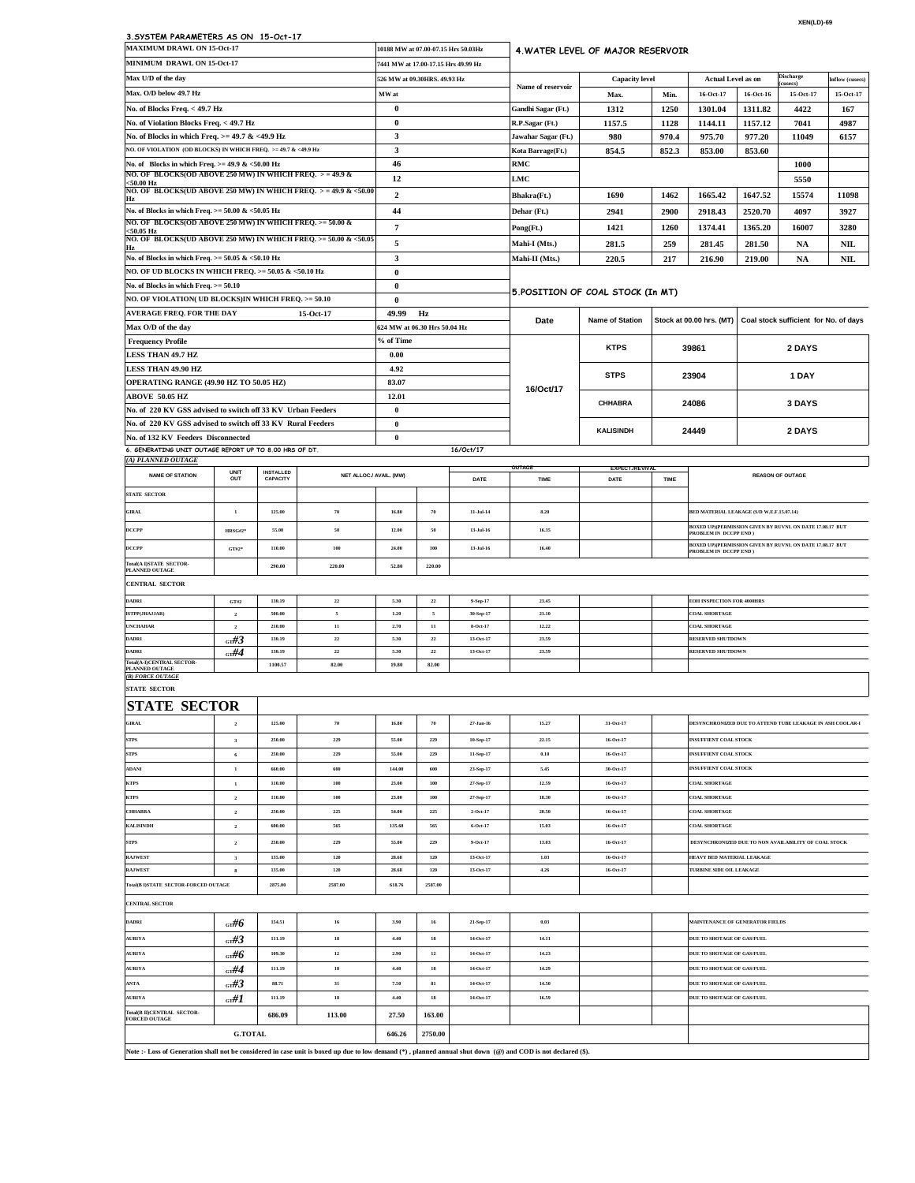XEN(LD)-69

### 3.SYSTEM PARAMETERS AS ON 15-Oct-17

| | |
|---|---|
| MAXIMUM DRAWL ON 15-Oct-17 | 10188 MW at 07.00-07.15 Hrs 50.03Hz |
| MINIMUM DRAWL ON 15-Oct-17 | 7441 MW at 17.00-17.15 Hrs 49.99 Hz |
| Max U/D of the day | 526 MW at 09.30HRS. 49.93 Hz |
| Max. O/D below 49.7 Hz | MW at |
| No. of Blocks Freq. < 49.7 Hz | 0 |
| No. of Violation Blocks Freq. < 49.7 Hz | 0 |
| No. of Blocks in which Freq. >= 49.7 & <49.9 Hz | 3 |
| NO. OF VIOLATION (OD BLOCKS) IN WHICH FREQ. >= 49.7 & <49.9 Hz | 3 |
| No. of Blocks in which Freq. >= 49.9 & <50.00 Hz | 46 |
| NO. OF BLOCKS(OD ABOVE 250 MW) IN WHICH FREQ. > = 49.9 & <50.00 Hz | 12 |
| NO. OF BLOCKS(UD ABOVE 250 MW) IN WHICH FREQ. > = 49.9 & <50.00 Hz | 2 |
| No. of Blocks in which Freq. >= 50.00 & <50.05 Hz | 44 |
| NO. OF BLOCKS(OD ABOVE 250 MW) IN WHICH FREQ. >= 50.00 & <50.05 Hz | 7 |
| NO. OF BLOCKS(UD ABOVE 250 MW) IN WHICH FREQ. >= 50.00 & <50.05 Hz | 5 |
| No. of Blocks in which Freq. >= 50.05 & <50.10 Hz | 3 |
| NO. OF UD BLOCKS IN WHICH FREQ. >= 50.05 & <50.10 Hz | 0 |
| No. of Blocks in which Freq. >= 50.10 | 0 |
| NO. OF VIOLATION( UD BLOCKS)IN WHICH FREQ. >= 50.10 | 0 |
| AVERAGE FREQ. FOR THE DAY 15-Oct-17 | 49.99 Hz |
| Max O/D of the day | 624 MW at 06.30 Hrs 50.04 Hz |
| Frequency Profile | % of Time |
| LESS THAN 49.7 HZ | 0.00 |
| LESS THAN 49.90 HZ | 4.92 |
| OPERATING RANGE (49.90 HZ TO 50.05 HZ) | 83.07 |
| ABOVE 50.05 HZ | 12.01 |
| No. of 220 KV GSS advised to switch off 33 KV Urban Feeders | 0 |
| No. of 220 KV GSS advised to switch off 33 KV Rural Feeders | 0 |
| No. of 132 KV Feeders Disconnected | 0 |

### 4.WATER LEVEL OF MAJOR RESERVOIR

| Name of reservoir | Capacity level | | Actual Level as on | | Discharge (cusecs) | Inflow (cusecs) |
|---|---|---|---|---|---|---|
| | Max. | Min. | 16-Oct-17 | 16-Oct-16 | 15-Oct-17 | 15-Oct-17 |
| Gandhi Sagar (Ft.) | 1312 | 1250 | 1301.04 | 1311.82 | 4422 | 167 |
| R.P.Sagar (Ft.) | 1157.5 | 1128 | 1144.11 | 1157.12 | 7041 | 4987 |
| Jawahar Sagar (Ft.) | 980 | 970.4 | 975.70 | 977.20 | 11049 | 6157 |
| Kota Barrage(Ft.) | 854.5 | 852.3 | 853.00 | 853.60 | | |
| RMC | | | | | 1000 | |
| LMC | | | | | 5550 | |
| Bhakra(Ft.) | 1690 | 1462 | 1665.42 | 1647.52 | 15574 | 11098 |
| Dehar (Ft.) | 2941 | 2900 | 2918.43 | 2520.70 | 4097 | 3927 |
| Pong(Ft.) | 1421 | 1260 | 1374.41 | 1365.20 | 16007 | 3280 |
| Mahi-I (Mts.) | 281.5 | 259 | 281.45 | 281.50 | NA | NIL |
| Mahi-II (Mts.) | 220.5 | 217 | 216.90 | 219.00 | NA | NIL |

### 5.POSITION OF COAL STOCK (In MT)

| Date | Name of Station | Stock at 00.00 hrs. (MT) | Coal stock sufficient for No. of days |
|---|---|---|---|
| 16/Oct/17 | KTPS | 39861 | 2 DAYS |
| | STPS | 23904 | 1 DAY |
| | CHHABRA | 24086 | 3 DAYS |
| | KALISINDH | 24449 | 2 DAYS |

### 6. GENERATING UNIT OUTAGE REPORT UP TO 8.00 HRS OF DT. 16/Oct/17

| NAME OF STATION | UNIT OUT | INSTALLED CAPACITY | NET ALLOC./ AVAIL. (MW) | | | OUTAGE DATE | OUTAGE TIME | EXPECT.REVIVAL DATE | EXPECT.REVIVAL TIME | REASON OF OUTAGE |
|---|---|---|---|---|---|---|---|---|---|---|
| ***(A) PLANNED OUTAGE*** | | | | | | | | | | |
| **STATE SECTOR** | | | | | | | | | | |
| GIRAL | 1 | 125.00 | 70 | 16.80 | 70 | 11-Jul-14 | 8.20 | | | BED MATERIAL LEAKAGE (S/D W.E.F.15.07.14) |
| DCCPP | HRSG#2* | 55.00 | 50 | 12.00 | 50 | 13-Jul-16 | 16.35 | | | BOXED UP(PERMISSION GIVEN BY RUVNL ON DATE 17.08.17 BUT PROBLEM IN DCCPP END ) |
| DCCPP | GT#2* | 110.00 | 100 | 24.00 | 100 | 13-Jul-16 | 16.40 | | | BOXED UP(PERMISSION GIVEN BY RUVNL ON DATE 17.08.17 BUT PROBLEM IN DCCPP END ) |
| Total(A I)STATE SECTOR-PLANNED OUTAGE | | 290.00 | 220.00 | 52.80 | 220.00 | | | | | |
| **CENTRAL SECTOR** | | | | | | | | | | |
| DADRI | GT#2 | 130.19 | 22 | 5.30 | 22 | 9-Sep-17 | 23.45 | | | EOH INSPECTION FOR 4000HRS |
| ISTPP(JHAJJAR) | 2 | 500.00 | 5 | 1.20 | 5 | 30-Sep-17 | 21.10 | | | COAL SHORTAGE |
| UNCHAHAR | 2 | 210.00 | 11 | 2.70 | 11 | 8-Oct-17 | 12.22 | | | COAL SHORTAGE |
| DADRI | GT#3 | 130.19 | 22 | 5.30 | 22 | 13-Oct-17 | 23.59 | | | RESERVED SHUTDOWN |
| DADRI | GT#4 | 130.19 | 22 | 5.30 | 22 | 13-Oct-17 | 23.59 | | | RESERVED SHUTDOWN |
| Total(A-II)CENTRAL SECTOR-PLANNED OUTAGE | | 1100.57 | 82.00 | 19.80 | 82.00 | | | | | |
| ***(B) FORCE OUTAGE*** | | | | | | | | | | |
| **STATE SECTOR** | | | | | | | | | | |
| GIRAL | 2 | 125.00 | 70 | 16.80 | 70 | 27-Jan-16 | 15.27 | 31-Oct-17 | | DESYNCHRONIZED DUE TO ATTEND TUBE LEAKAGE IN ASH COOLAR-I |
| STPS | 3 | 250.00 | 229 | 55.00 | 229 | 10-Sep-17 | 22.15 | 16-Oct-17 | | INSUFFIENT COAL STOCK |
| STPS | 6 | 250.00 | 229 | 55.00 | 229 | 11-Sep-17 | 0.10 | 16-Oct-17 | | INSUFFIENT COAL STOCK |
| ADANI | 1 | 660.00 | 600 | 144.00 | 600 | 23-Sep-17 | 5.45 | 30-Oct-17 | | INSUFFIENT COAL STOCK |
| KTPS | 1 | 110.00 | 100 | 23.00 | 100 | 27-Sep-17 | 12.59 | 16-Oct-17 | | COAL SHORTAGE |
| KTPS | 2 | 110.00 | 100 | 23.00 | 100 | 27-Sep-17 | 18.30 | 16-Oct-17 | | COAL SHORTAGE |
| CHHABRA | 2 | 250.00 | 225 | 54.00 | 225 | 2-Oct-17 | 20.50 | 16-Oct-17 | | COAL SHORTAGE |
| KALISINDH | 2 | 600.00 | 565 | 135.60 | 565 | 6-Oct-17 | 15.03 | 16-Oct-17 | | COAL SHORTAGE |
| STPS | 2 | 250.00 | 229 | 55.00 | 229 | 9-Oct-17 | 13.03 | 16-Oct-17 | | DESYNCHRONIZED DUE TO NON AVAILABILITY OF COAL STOCK |
| RAJWEST | 3 | 135.00 | 120 | 28.68 | 120 | 13-Oct-17 | 1.03 | 16-Oct-17 | | HEAVY BED MATERIAL LEAKAGE |
| RAJWEST | 8 | 135.00 | 120 | 28.68 | 120 | 13-Oct-17 | 4.26 | 16-Oct-17 | | TURBINE SIDE OIL LEAKAGE |
| Total(B I)STATE SECTOR-FORCED OUTAGE | | 2875.00 | 2587.00 | 618.76 | 2587.00 | | | | | |
| **CENTRAL SECTOR** | | | | | | | | | | |
| DADRI | GT#6 | 154.51 | 16 | 3.90 | 16 | 21-Sep-17 | 0.03 | | | MAINTENANCE OF GENERATOR FIELDS |
| AURIYA | GT#3 | 111.19 | 18 | 4.40 | 18 | 14-Oct-17 | 14.11 | | | DUE TO SHOTAGE OF GAS/FUEL |
| AURIYA | GT#6 | 109.30 | 12 | 2.90 | 12 | 14-Oct-17 | 14.23 | | | DUE TO SHOTAGE OF GAS/FUEL |
| AURIYA | GT#4 | 111.19 | 18 | 4.40 | 18 | 14-Oct-17 | 14.29 | | | DUE TO SHOTAGE OF GAS/FUEL |
| ANTA | GT#3 | 88.71 | 31 | 7.50 | 81 | 14-Oct-17 | 14.50 | | | DUE TO SHOTAGE OF GAS/FUEL |
| AURIYA | GT#1 | 111.19 | 18 | 4.40 | 18 | 14-Oct-17 | 16.59 | | | DUE TO SHOTAGE OF GAS/FUEL |
| Total(B II)CENTRAL SECTOR-FORCED OUTAGE | | 686.09 | 113.00 | 27.50 | 163.00 | | | | | |
| G.TOTAL | | | | 646.26 | 2750.00 | | | | | |

Note :- Loss of Generation shall not be considered in case unit is boxed up due to low demand (*) , planned annual shut down (@) and COD is not declared ($).